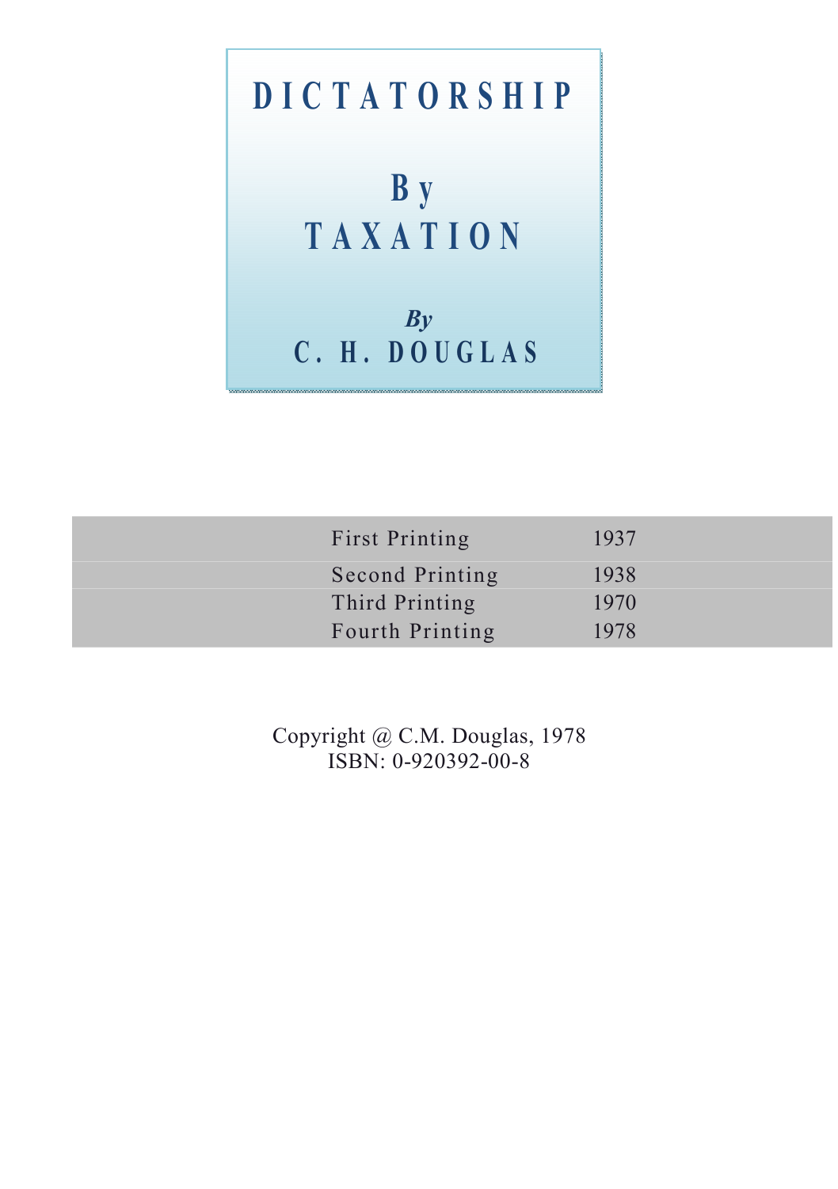# DICTATORSHIP

# By TAXATION

*By*

**C. H. DOUGLAS**

| | |
|---|---|
| First Printing | 1937 |
| Second Printing | 1938 |
| Third Printing | 1970 |
| Fourth Printing | 1978 |

Copyright @ C.M. Douglas, 1978
ISBN: 0-920392-00-8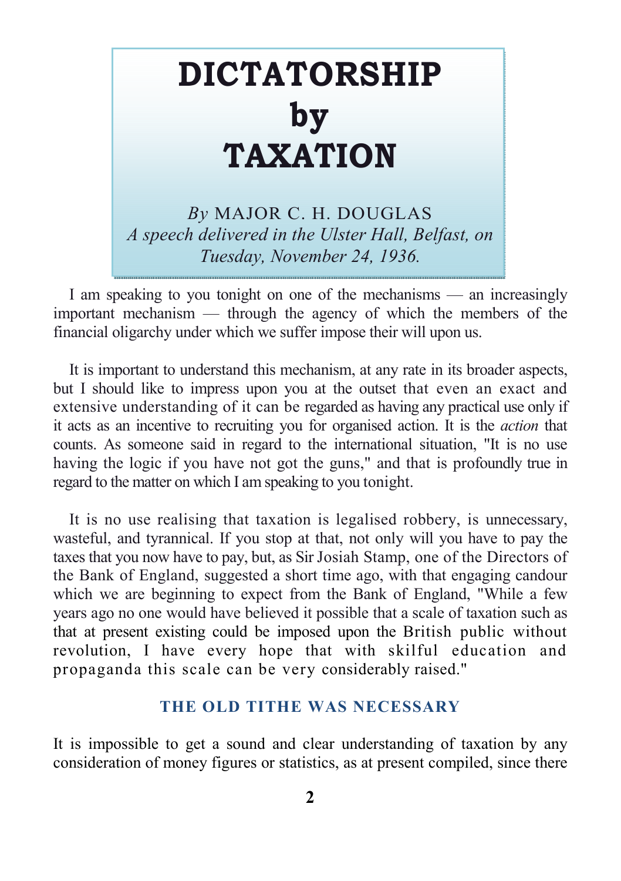# DICTATORSHIP by TAXATION

*By* MAJOR C. H. DOUGLAS
*A speech delivered in the Ulster Hall, Belfast, on Tuesday, November 24, 1936.*

I am speaking to you tonight on one of the mechanisms — an increasingly important mechanism — through the agency of which the members of the financial oligarchy under which we suffer impose their will upon us.

It is important to understand this mechanism, at any rate in its broader aspects, but I should like to impress upon you at the outset that even an exact and extensive understanding of it can be regarded as having any practical use only if it acts as an incentive to recruiting you for organised action. It is the *action* that counts. As someone said in regard to the international situation, "It is no use having the logic if you have not got the guns," and that is profoundly true in regard to the matter on which I am speaking to you tonight.

It is no use realising that taxation is legalised robbery, is unnecessary, wasteful, and tyrannical. If you stop at that, not only will you have to pay the taxes that you now have to pay, but, as Sir Josiah Stamp, one of the Directors of the Bank of England, suggested a short time ago, with that engaging candour which we are beginning to expect from the Bank of England, "While a few years ago no one would have believed it possible that a scale of taxation such as that at present existing could be imposed upon the British public without revolution, I have every hope that with skilful education and propaganda this scale can be very considerably raised."

## THE OLD TITHE WAS NECESSARY

It is impossible to get a sound and clear understanding of taxation by any consideration of money figures or statistics, as at present compiled, since there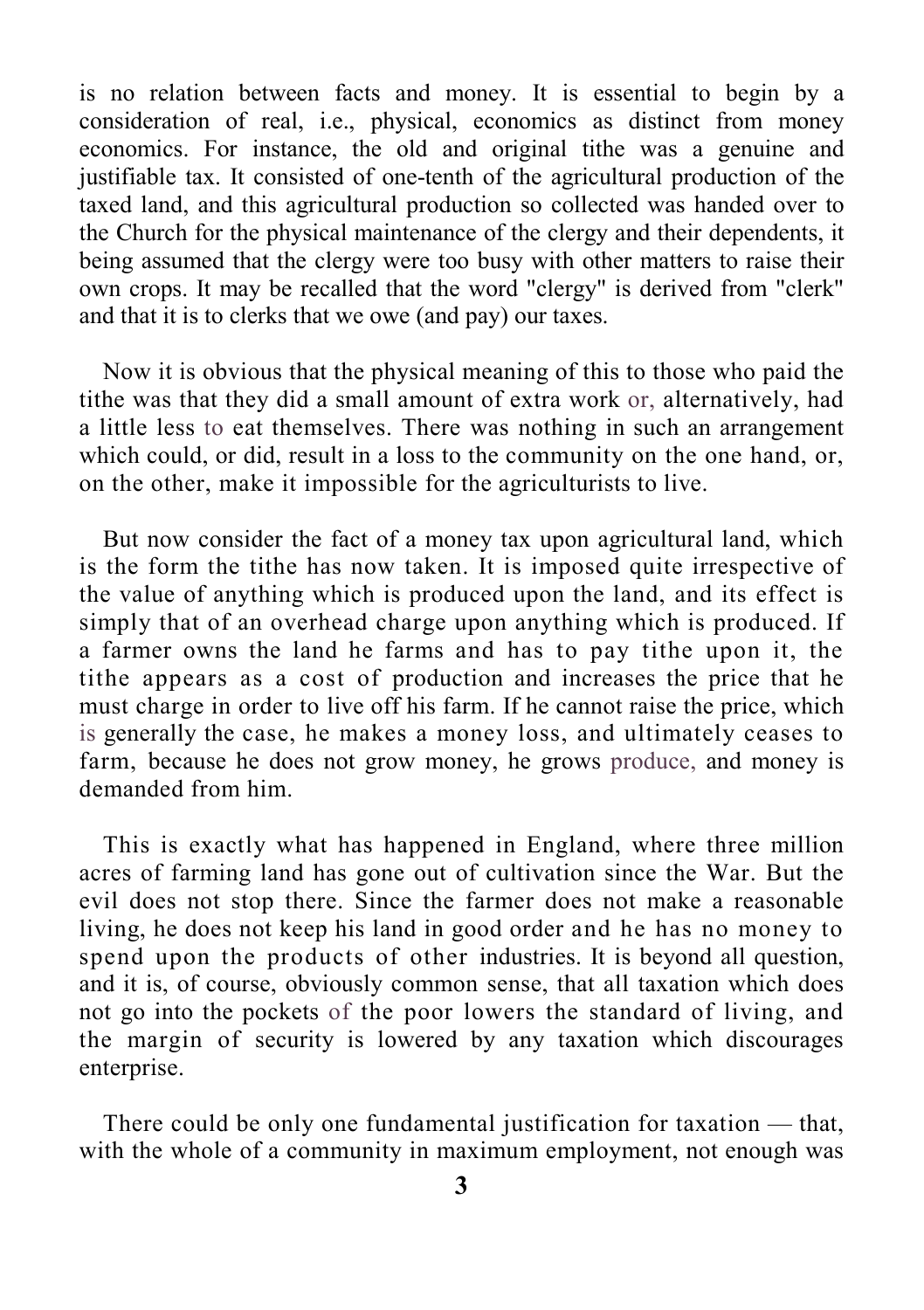is no relation between facts and money. It is essential to begin by a consideration of real, i.e., physical, economics as distinct from money economics. For instance, the old and original tithe was a genuine and justifiable tax. It consisted of one-tenth of the agricultural production of the taxed land, and this agricultural production so collected was handed over to the Church for the physical maintenance of the clergy and their dependents, it being assumed that the clergy were too busy with other matters to raise their own crops. It may be recalled that the word "clergy" is derived from "clerk" and that it is to clerks that we owe (and pay) our taxes.

Now it is obvious that the physical meaning of this to those who paid the tithe was that they did a small amount of extra work or, alternatively, had a little less to eat themselves. There was nothing in such an arrangement which could, or did, result in a loss to the community on the one hand, or, on the other, make it impossible for the agriculturists to live.

But now consider the fact of a money tax upon agricultural land, which is the form the tithe has now taken. It is imposed quite irrespective of the value of anything which is produced upon the land, and its effect is simply that of an overhead charge upon anything which is produced. If a farmer owns the land he farms and has to pay tithe upon it, the tithe appears as a cost of production and increases the price that he must charge in order to live off his farm. If he cannot raise the price, which is generally the case, he makes a money loss, and ultimately ceases to farm, because he does not grow money, he grows produce, and money is demanded from him.

This is exactly what has happened in England, where three million acres of farming land has gone out of cultivation since the War. But the evil does not stop there. Since the farmer does not make a reasonable living, he does not keep his land in good order and he has no money to spend upon the products of other industries. It is beyond all question, and it is, of course, obviously common sense, that all taxation which does not go into the pockets of the poor lowers the standard of living, and the margin of security is lowered by any taxation which discourages enterprise.

There could be only one fundamental justification for taxation — that, with the whole of a community in maximum employment, not enough was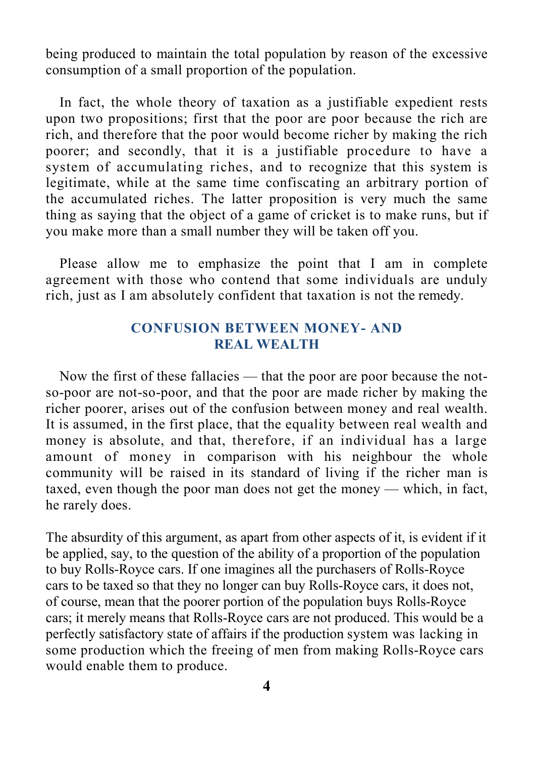being produced to maintain the total population by reason of the excessive consumption of a small proportion of the population.

In fact, the whole theory of taxation as a justifiable expedient rests upon two propositions; first that the poor are poor because the rich are rich, and therefore that the poor would become richer by making the rich poorer; and secondly, that it is a justifiable procedure to have a system of accumulating riches, and to recognize that this system is legitimate, while at the same time confiscating an arbitrary portion of the accumulated riches. The latter proposition is very much the same thing as saying that the object of a game of cricket is to make runs, but if you make more than a small number they will be taken off you.

Please allow me to emphasize the point that I am in complete agreement with those who contend that some individuals are unduly rich, just as I am absolutely confident that taxation is not the remedy.

## CONFUSION BETWEEN MONEY- AND REAL WEALTH

Now the first of these fallacies — that the poor are poor because the not-so-poor are not-so-poor, and that the poor are made richer by making the richer poorer, arises out of the confusion between money and real wealth. It is assumed, in the first place, that the equality between real wealth and money is absolute, and that, therefore, if an individual has a large amount of money in comparison with his neighbour the whole community will be raised in its standard of living if the richer man is taxed, even though the poor man does not get the money — which, in fact, he rarely does.

The absurdity of this argument, as apart from other aspects of it, is evident if it be applied, say, to the question of the ability of a proportion of the population to buy Rolls-Royce cars. If one imagines all the purchasers of Rolls-Royce cars to be taxed so that they no longer can buy Rolls-Royce cars, it does not, of course, mean that the poorer portion of the population buys Rolls-Royce cars; it merely means that Rolls-Royce cars are not produced. This would be a perfectly satisfactory state of affairs if the production system was lacking in some production which the freeing of men from making Rolls-Royce cars would enable them to produce.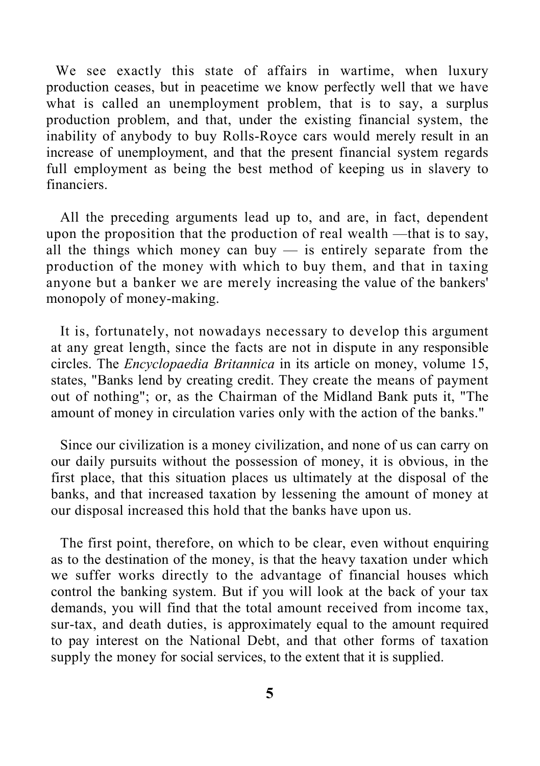We see exactly this state of affairs in wartime, when luxury production ceases, but in peacetime we know perfectly well that we have what is called an unemployment problem, that is to say, a surplus production problem, and that, under the existing financial system, the inability of anybody to buy Rolls-Royce cars would merely result in an increase of unemployment, and that the present financial system regards full employment as being the best method of keeping us in slavery to financiers.

All the preceding arguments lead up to, and are, in fact, dependent upon the proposition that the production of real wealth —that is to say, all the things which money can buy — is entirely separate from the production of the money with which to buy them, and that in taxing anyone but a banker we are merely increasing the value of the bankers' monopoly of money-making.

It is, fortunately, not nowadays necessary to develop this argument at any great length, since the facts are not in dispute in any responsible circles. The *Encyclopaedia Britannica* in its article on money, volume 15, states, "Banks lend by creating credit. They create the means of payment out of nothing"; or, as the Chairman of the Midland Bank puts it, "The amount of money in circulation varies only with the action of the banks."

Since our civilization is a money civilization, and none of us can carry on our daily pursuits without the possession of money, it is obvious, in the first place, that this situation places us ultimately at the disposal of the banks, and that increased taxation by lessening the amount of money at our disposal increased this hold that the banks have upon us.

The first point, therefore, on which to be clear, even without enquiring as to the destination of the money, is that the heavy taxation under which we suffer works directly to the advantage of financial houses which control the banking system. But if you will look at the back of your tax demands, you will find that the total amount received from income tax, sur-tax, and death duties, is approximately equal to the amount required to pay interest on the National Debt, and that other forms of taxation supply the money for social services, to the extent that it is supplied.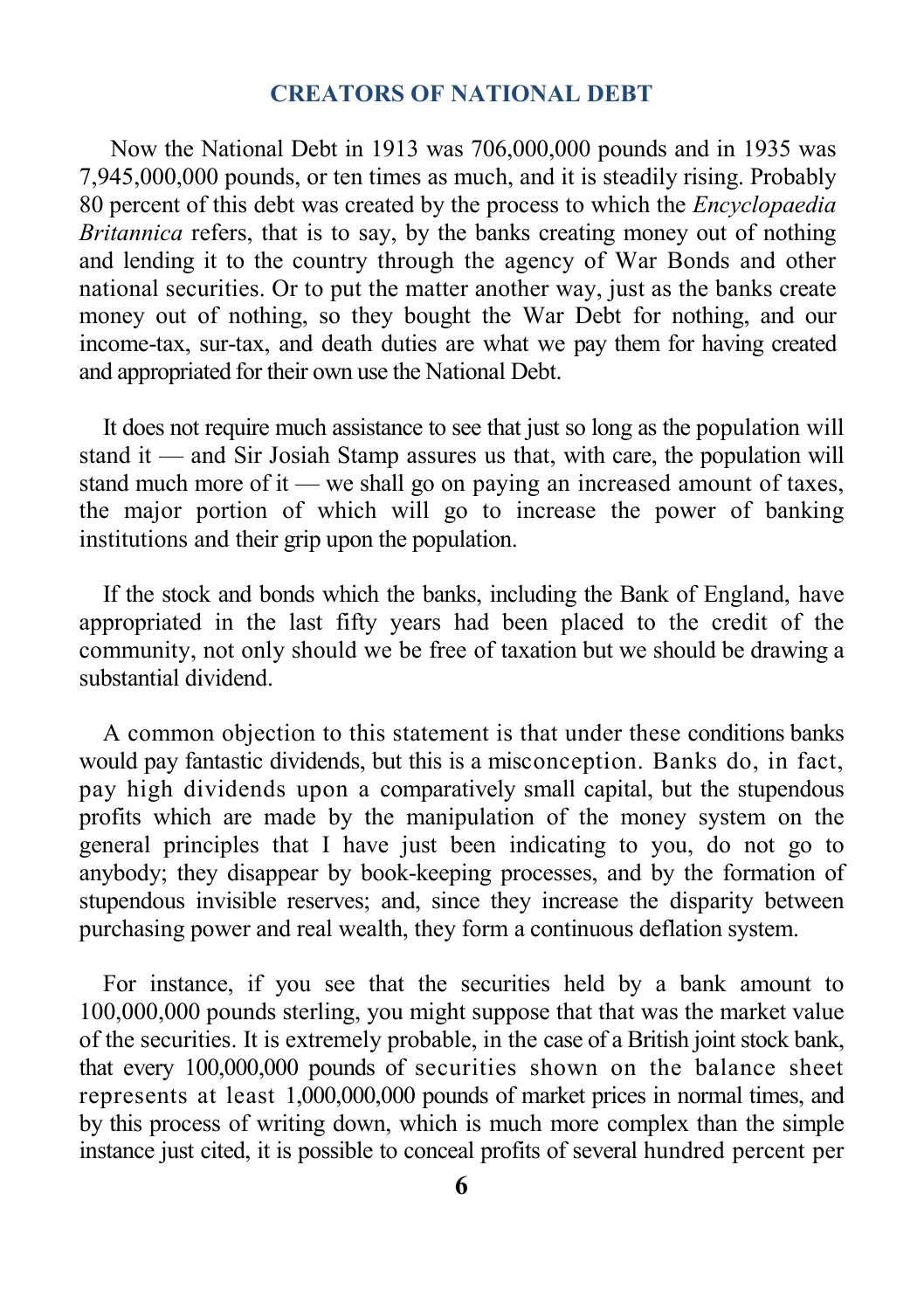Now the National Debt in 1913 was 706,000,000 pounds and in 1935 was 7,945,000,000 pounds, or ten times as much, and it is steadily rising. Probably 80 percent of this debt was created by the process to which the *Encyclopaedia Britannica* refers, that is to say, by the banks creating money out of nothing and lending it to the country through the agency of War Bonds and other national securities. Or to put the matter another way, just as the banks create money out of nothing, so they bought the War Debt for nothing, and our income-tax, sur-tax, and death duties are what we pay them for having created and appropriated for their own use the National Debt.

It does not require much assistance to see that just so long as the population will stand it — and Sir Josiah Stamp assures us that, with care, the population will stand much more of it — we shall go on paying an increased amount of taxes, the major portion of which will go to increase the power of banking institutions and their grip upon the population.

If the stock and bonds which the banks, including the Bank of England, have appropriated in the last fifty years had been placed to the credit of the community, not only should we be free of taxation but we should be drawing a substantial dividend.

A common objection to this statement is that under these conditions banks would pay fantastic dividends, but this is a misconception. Banks do, in fact, pay high dividends upon a comparatively small capital, but the stupendous profits which are made by the manipulation of the money system on the general principles that I have just been indicating to you, do not go to anybody; they disappear by book-keeping processes, and by the formation of stupendous invisible reserves; and, since they increase the disparity between purchasing power and real wealth, they form a continuous deflation system.

For instance, if you see that the securities held by a bank amount to 100,000,000 pounds sterling, you might suppose that that was the market value of the securities. It is extremely probable, in the case of a British joint stock bank, that every 100,000,000 pounds of securities shown on the balance sheet represents at least 1,000,000,000 pounds of market prices in normal times, and by this process of writing down, which is much more complex than the simple instance just cited, it is possible to conceal profits of several hundred percent per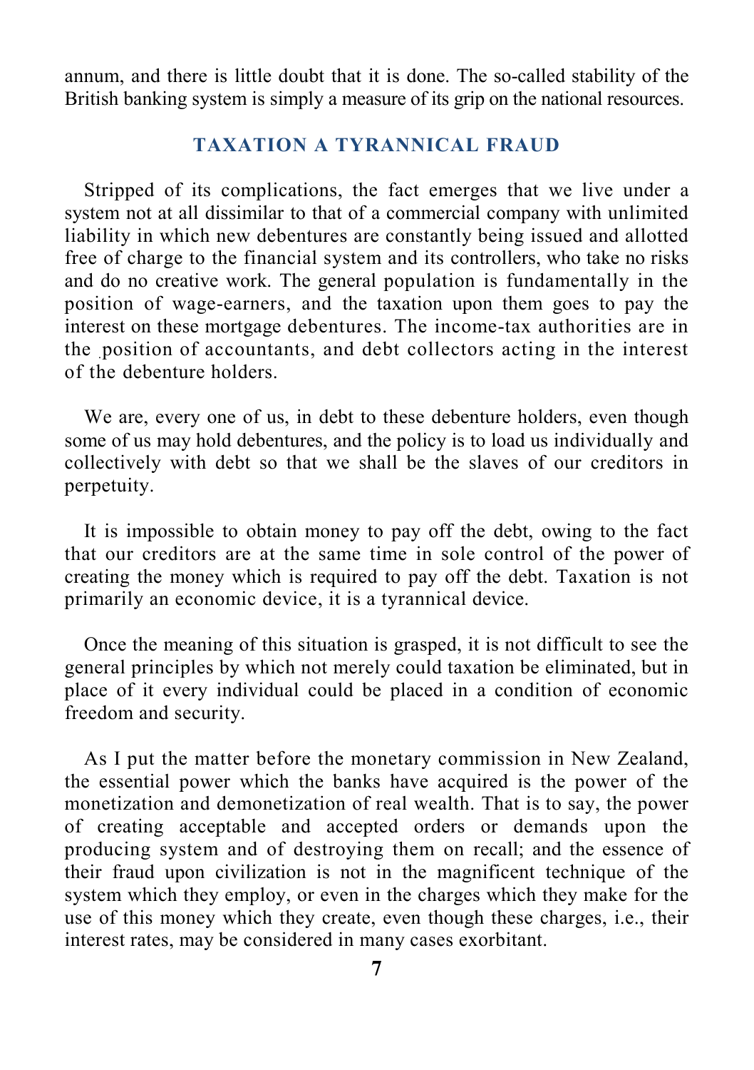annum, and there is little doubt that it is done. The so-called stability of the British banking system is simply a measure of its grip on the national resources.

## TAXATION A TYRANNICAL FRAUD

Stripped of its complications, the fact emerges that we live under a system not at all dissimilar to that of a commercial company with unlimited liability in which new debentures are constantly being issued and allotted free of charge to the financial system and its controllers, who take no risks and do no creative work. The general population is fundamentally in the position of wage-earners, and the taxation upon them goes to pay the interest on these mortgage debentures. The income-tax authorities are in the position of accountants, and debt collectors acting in the interest of the debenture holders.

We are, every one of us, in debt to these debenture holders, even though some of us may hold debentures, and the policy is to load us individually and collectively with debt so that we shall be the slaves of our creditors in perpetuity.

It is impossible to obtain money to pay off the debt, owing to the fact that our creditors are at the same time in sole control of the power of creating the money which is required to pay off the debt. Taxation is not primarily an economic device, it is a tyrannical device.

Once the meaning of this situation is grasped, it is not difficult to see the general principles by which not merely could taxation be eliminated, but in place of it every individual could be placed in a condition of economic freedom and security.

As I put the matter before the monetary commission in New Zealand, the essential power which the banks have acquired is the power of the monetization and demonetization of real wealth. That is to say, the power of creating acceptable and accepted orders or demands upon the producing system and of destroying them on recall; and the essence of their fraud upon civilization is not in the magnificent technique of the system which they employ, or even in the charges which they make for the use of this money which they create, even though these charges, i.e., their interest rates, may be considered in many cases exorbitant.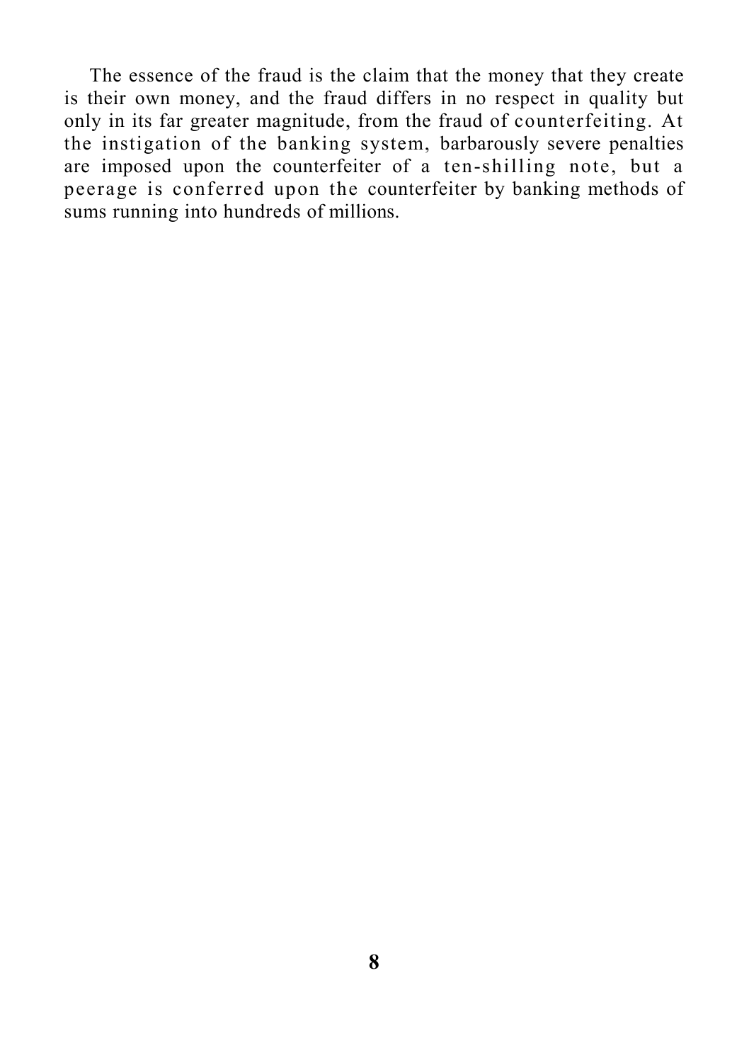The essence of the fraud is the claim that the money that they create is their own money, and the fraud differs in no respect in quality but only in its far greater magnitude, from the fraud of counterfeiting. At the instigation of the banking system, barbarously severe penalties are imposed upon the counterfeiter of a ten-shilling note, but a peerage is conferred upon the counterfeiter by banking methods of sums running into hundreds of millions.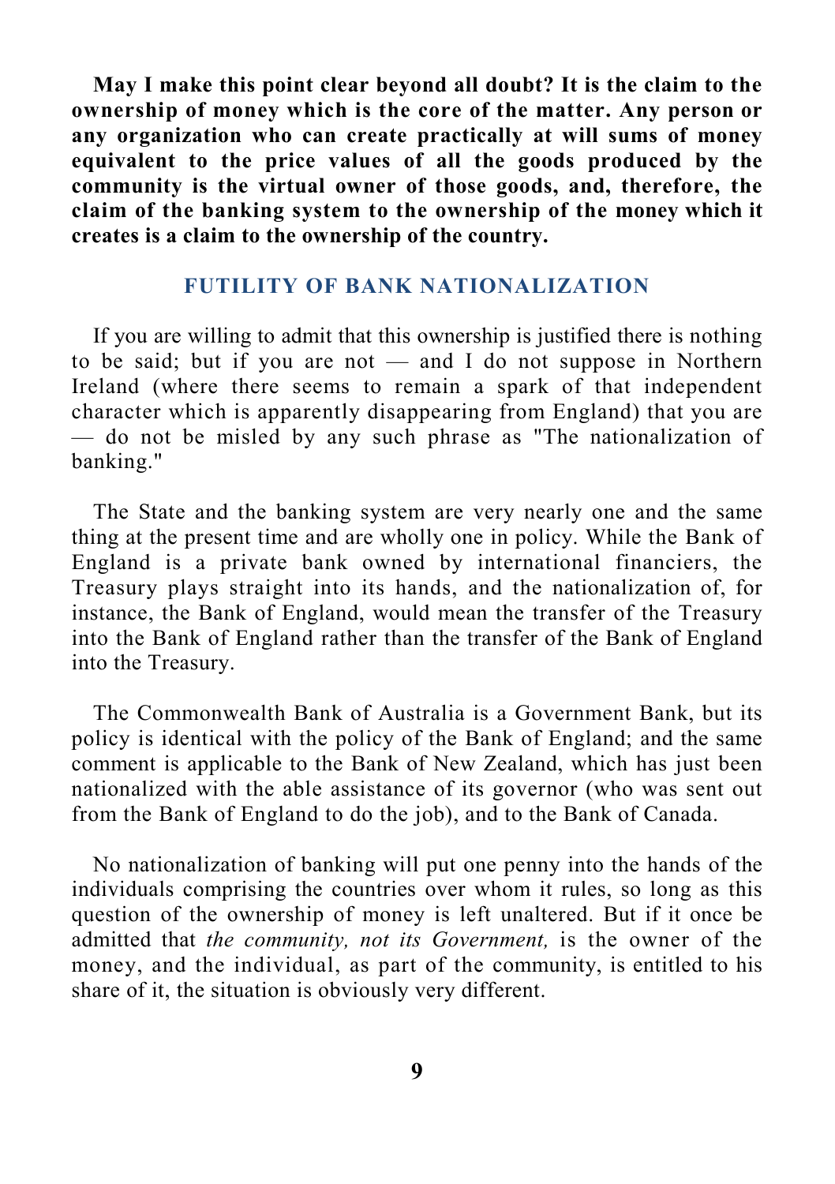**May I make this point clear beyond all doubt? It is the claim to the ownership of money which is the core of the matter. Any person or any organization who can create practically at will sums of money equivalent to the price values of all the goods produced by the community is the virtual owner of those goods, and, therefore, the claim of the banking system to the ownership of the money which it creates is a claim to the ownership of the country.**

## FUTILITY OF BANK NATIONALIZATION

If you are willing to admit that this ownership is justified there is nothing to be said; but if you are not — and I do not suppose in Northern Ireland (where there seems to remain a spark of that independent character which is apparently disappearing from England) that you are — do not be misled by any such phrase as "The nationalization of banking."

The State and the banking system are very nearly one and the same thing at the present time and are wholly one in policy. While the Bank of England is a private bank owned by international financiers, the Treasury plays straight into its hands, and the nationalization of, for instance, the Bank of England, would mean the transfer of the Treasury into the Bank of England rather than the transfer of the Bank of England into the Treasury.

The Commonwealth Bank of Australia is a Government Bank, but its policy is identical with the policy of the Bank of England; and the same comment is applicable to the Bank of New Zealand, which has just been nationalized with the able assistance of its governor (who was sent out from the Bank of England to do the job), and to the Bank of Canada.

No nationalization of banking will put one penny into the hands of the individuals comprising the countries over whom it rules, so long as this question of the ownership of money is left unaltered. But if it once be admitted that *the community, not its Government,* is the owner of the money, and the individual, as part of the community, is entitled to his share of it, the situation is obviously very different.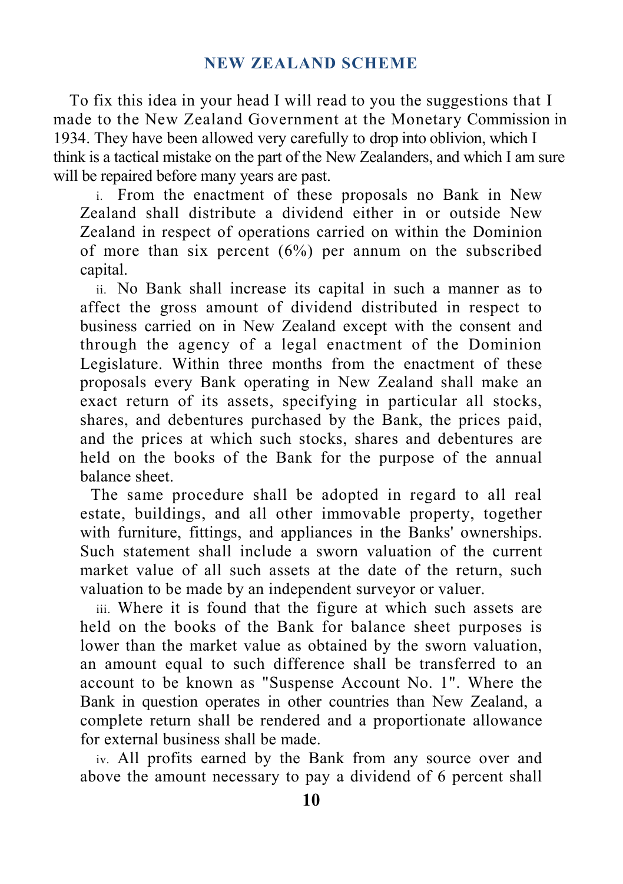## NEW ZEALAND SCHEME

To fix this idea in your head I will read to you the suggestions that I made to the New Zealand Government at the Monetary Commission in 1934. They have been allowed very carefully to drop into oblivion, which I think is a tactical mistake on the part of the New Zealanders, and which I am sure will be repaired before many years are past.

i. From the enactment of these proposals no Bank in New Zealand shall distribute a dividend either in or outside New Zealand in respect of operations carried on within the Dominion of more than six percent (6%) per annum on the subscribed capital.

ii. No Bank shall increase its capital in such a manner as to affect the gross amount of dividend distributed in respect to business carried on in New Zealand except with the consent and through the agency of a legal enactment of the Dominion Legislature. Within three months from the enactment of these proposals every Bank operating in New Zealand shall make an exact return of its assets, specifying in particular all stocks, shares, and debentures purchased by the Bank, the prices paid, and the prices at which such stocks, shares and debentures are held on the books of the Bank for the purpose of the annual balance sheet.

The same procedure shall be adopted in regard to all real estate, buildings, and all other immovable property, together with furniture, fittings, and appliances in the Banks' ownerships. Such statement shall include a sworn valuation of the current market value of all such assets at the date of the return, such valuation to be made by an independent surveyor or valuer.

iii. Where it is found that the figure at which such assets are held on the books of the Bank for balance sheet purposes is lower than the market value as obtained by the sworn valuation, an amount equal to such difference shall be transferred to an account to be known as "Suspense Account No. 1". Where the Bank in question operates in other countries than New Zealand, a complete return shall be rendered and a proportionate allowance for external business shall be made.

iv. All profits earned by the Bank from any source over and above the amount necessary to pay a dividend of 6 percent shall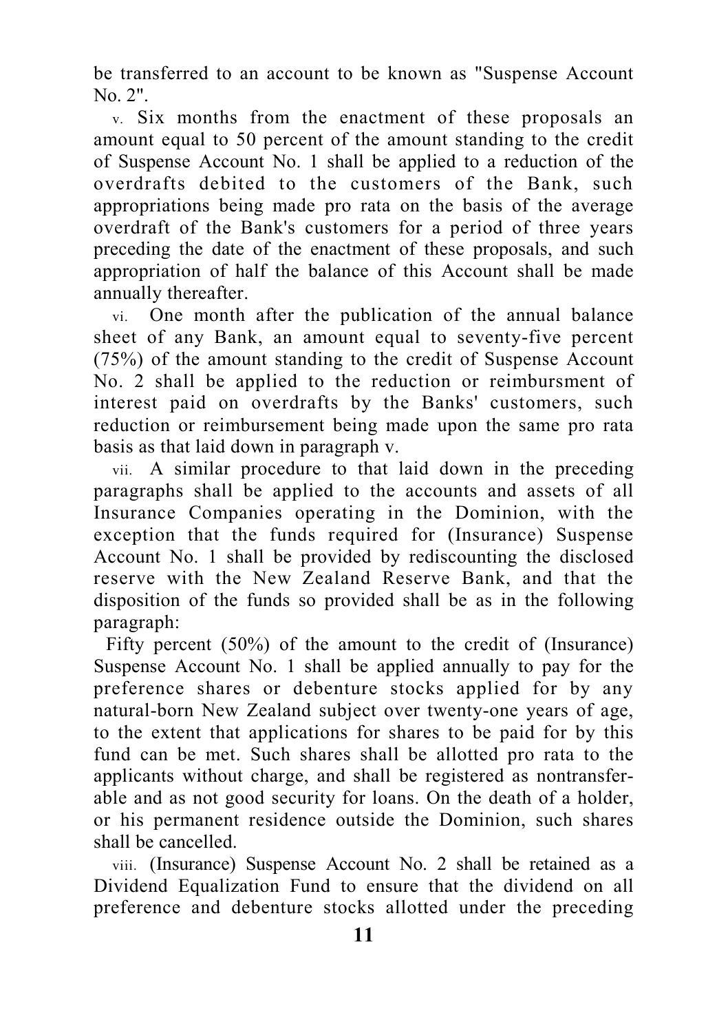be transferred to an account to be known as "Suspense Account No. 2".

v. Six months from the enactment of these proposals an amount equal to 50 percent of the amount standing to the credit of Suspense Account No. 1 shall be applied to a reduction of the overdrafts debited to the customers of the Bank, such appropriations being made pro rata on the basis of the average overdraft of the Bank's customers for a period of three years preceding the date of the enactment of these proposals, and such appropriation of half the balance of this Account shall be made annually thereafter.

vi. One month after the publication of the annual balance sheet of any Bank, an amount equal to seventy-five percent (75%) of the amount standing to the credit of Suspense Account No. 2 shall be applied to the reduction or reimbursment of interest paid on overdrafts by the Banks' customers, such reduction or reimbursement being made upon the same pro rata basis as that laid down in paragraph v.

vii. A similar procedure to that laid down in the preceding paragraphs shall be applied to the accounts and assets of all Insurance Companies operating in the Dominion, with the exception that the funds required for (Insurance) Suspense Account No. 1 shall be provided by rediscounting the disclosed reserve with the New Zealand Reserve Bank, and that the disposition of the funds so provided shall be as in the following paragraph:

Fifty percent (50%) of the amount to the credit of (Insurance) Suspense Account No. 1 shall be applied annually to pay for the preference shares or debenture stocks applied for by any natural-born New Zealand subject over twenty-one years of age, to the extent that applications for shares to be paid for by this fund can be met. Such shares shall be allotted pro rata to the applicants without charge, and shall be registered as nontransferable and as not good security for loans. On the death of a holder, or his permanent residence outside the Dominion, such shares shall be cancelled.

viii. (Insurance) Suspense Account No. 2 shall be retained as a Dividend Equalization Fund to ensure that the dividend on all preference and debenture stocks allotted under the preceding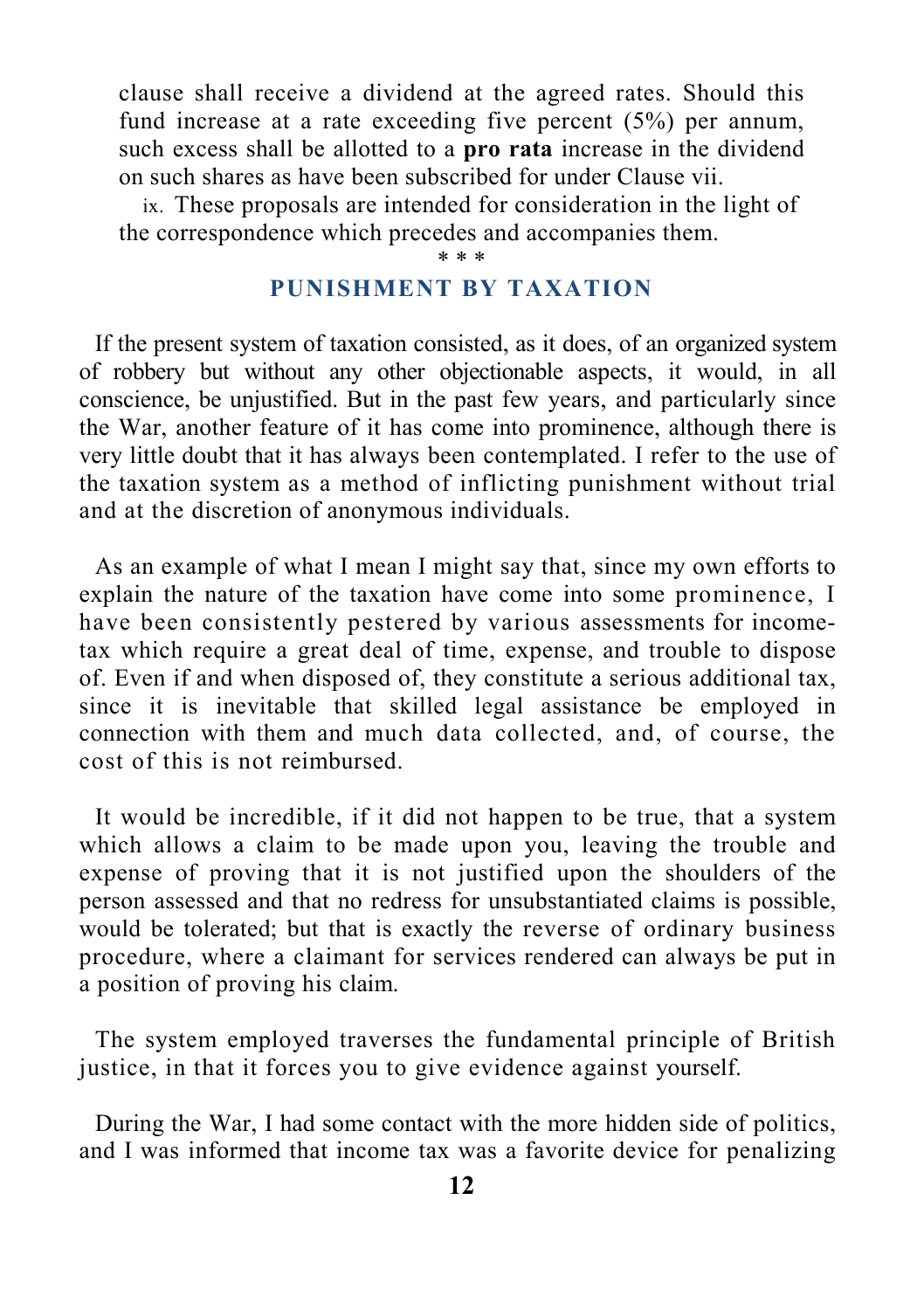clause shall receive a dividend at the agreed rates. Should this fund increase at a rate exceeding five percent (5%) per annum, such excess shall be allotted to a **pro rata** increase in the dividend on such shares as have been subscribed for under Clause vii.

ix. These proposals are intended for consideration in the light of the correspondence which precedes and accompanies them.

\* \* \*

## PUNISHMENT BY TAXATION

If the present system of taxation consisted, as it does, of an organized system of robbery but without any other objectionable aspects, it would, in all conscience, be unjustified. But in the past few years, and particularly since the War, another feature of it has come into prominence, although there is very little doubt that it has always been contemplated. I refer to the use of the taxation system as a method of inflicting punishment without trial and at the discretion of anonymous individuals.

As an example of what I mean I might say that, since my own efforts to explain the nature of the taxation have come into some prominence, I have been consistently pestered by various assessments for income-tax which require a great deal of time, expense, and trouble to dispose of. Even if and when disposed of, they constitute a serious additional tax, since it is inevitable that skilled legal assistance be employed in connection with them and much data collected, and, of course, the cost of this is not reimbursed.

It would be incredible, if it did not happen to be true, that a system which allows a claim to be made upon you, leaving the trouble and expense of proving that it is not justified upon the shoulders of the person assessed and that no redress for unsubstantiated claims is possible, would be tolerated; but that is exactly the reverse of ordinary business procedure, where a claimant for services rendered can always be put in a position of proving his claim.

The system employed traverses the fundamental principle of British justice, in that it forces you to give evidence against yourself.

During the War, I had some contact with the more hidden side of politics, and I was informed that income tax was a favorite device for penalizing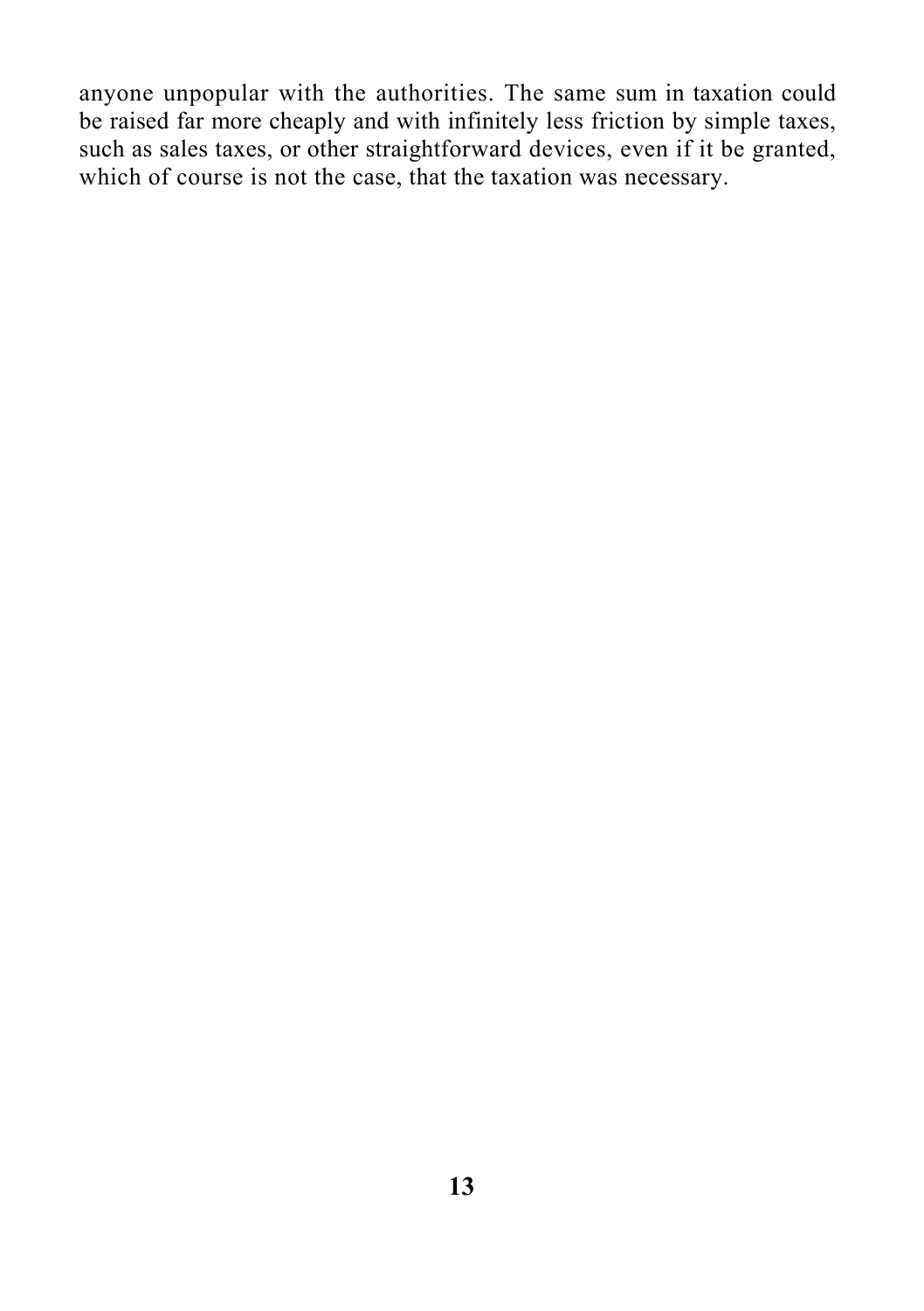anyone unpopular with the authorities. The same sum in taxation could be raised far more cheaply and with infinitely less friction by simple taxes, such as sales taxes, or other straightforward devices, even if it be granted, which of course is not the case, that the taxation was necessary.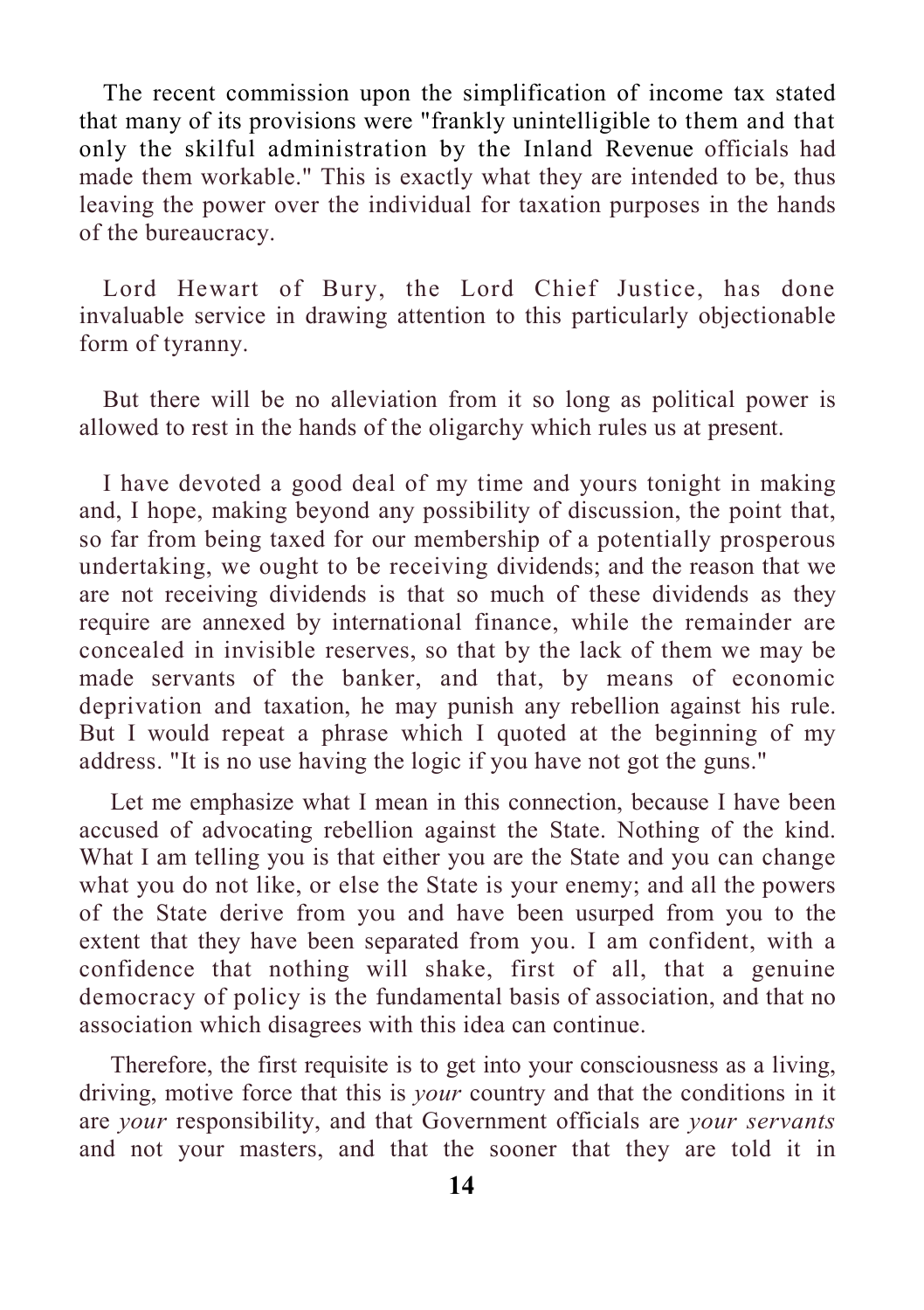The recent commission upon the simplification of income tax stated that many of its provisions were "frankly unintelligible to them and that only the skilful administration by the Inland Revenue officials had made them workable." This is exactly what they are intended to be, thus leaving the power over the individual for taxation purposes in the hands of the bureaucracy.

Lord Hewart of Bury, the Lord Chief Justice, has done invaluable service in drawing attention to this particularly objectionable form of tyranny.

But there will be no alleviation from it so long as political power is allowed to rest in the hands of the oligarchy which rules us at present.

I have devoted a good deal of my time and yours tonight in making and, I hope, making beyond any possibility of discussion, the point that, so far from being taxed for our membership of a potentially prosperous undertaking, we ought to be receiving dividends; and the reason that we are not receiving dividends is that so much of these dividends as they require are annexed by international finance, while the remainder are concealed in invisible reserves, so that by the lack of them we may be made servants of the banker, and that, by means of economic deprivation and taxation, he may punish any rebellion against his rule. But I would repeat a phrase which I quoted at the beginning of my address. "It is no use having the logic if you have not got the guns."

Let me emphasize what I mean in this connection, because I have been accused of advocating rebellion against the State. Nothing of the kind. What I am telling you is that either you are the State and you can change what you do not like, or else the State is your enemy; and all the powers of the State derive from you and have been usurped from you to the extent that they have been separated from you. I am confident, with a confidence that nothing will shake, first of all, that a genuine democracy of policy is the fundamental basis of association, and that no association which disagrees with this idea can continue.

Therefore, the first requisite is to get into your consciousness as a living, driving, motive force that this is *your* country and that the conditions in it are *your* responsibility, and that Government officials are *your servants* and not your masters, and that the sooner that they are told it in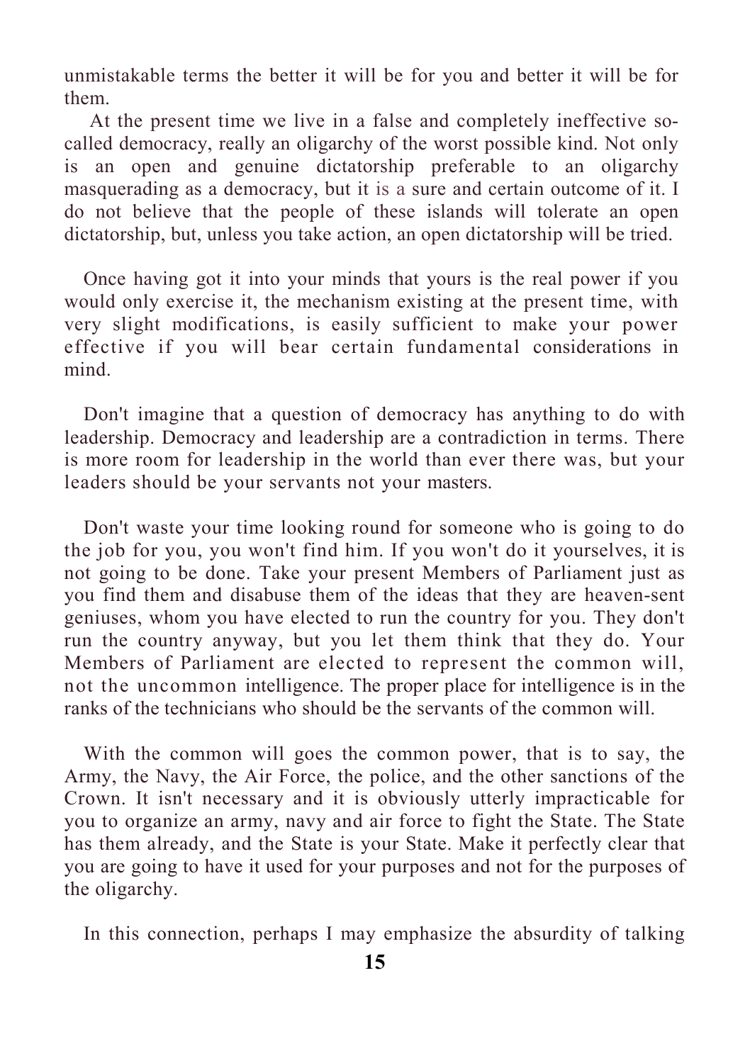unmistakable terms the better it will be for you and better it will be for them.

At the present time we live in a false and completely ineffective so-called democracy, really an oligarchy of the worst possible kind. Not only is an open and genuine dictatorship preferable to an oligarchy masquerading as a democracy, but it is a sure and certain outcome of it. I do not believe that the people of these islands will tolerate an open dictatorship, but, unless you take action, an open dictatorship will be tried.

Once having got it into your minds that yours is the real power if you would only exercise it, the mechanism existing at the present time, with very slight modifications, is easily sufficient to make your power effective if you will bear certain fundamental considerations in mind.

Don't imagine that a question of democracy has anything to do with leadership. Democracy and leadership are a contradiction in terms. There is more room for leadership in the world than ever there was, but your leaders should be your servants not your masters.

Don't waste your time looking round for someone who is going to do the job for you, you won't find him. If you won't do it yourselves, it is not going to be done. Take your present Members of Parliament just as you find them and disabuse them of the ideas that they are heaven-sent geniuses, whom you have elected to run the country for you. They don't run the country anyway, but you let them think that they do. Your Members of Parliament are elected to represent the common will, not the uncommon intelligence. The proper place for intelligence is in the ranks of the technicians who should be the servants of the common will.

With the common will goes the common power, that is to say, the Army, the Navy, the Air Force, the police, and the other sanctions of the Crown. It isn't necessary and it is obviously utterly impracticable for you to organize an army, navy and air force to fight the State. The State has them already, and the State is your State. Make it perfectly clear that you are going to have it used for your purposes and not for the purposes of the oligarchy.

In this connection, perhaps I may emphasize the absurdity of talking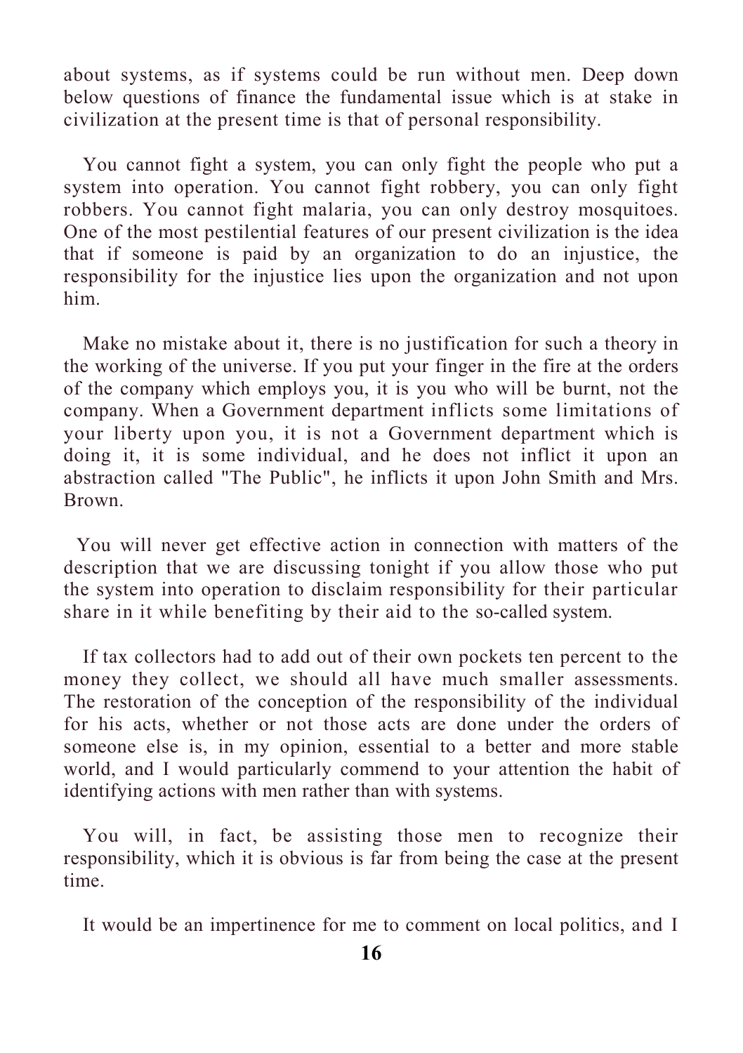about systems, as if systems could be run without men. Deep down below questions of finance the fundamental issue which is at stake in civilization at the present time is that of personal responsibility.

You cannot fight a system, you can only fight the people who put a system into operation. You cannot fight robbery, you can only fight robbers. You cannot fight malaria, you can only destroy mosquitoes. One of the most pestilential features of our present civilization is the idea that if someone is paid by an organization to do an injustice, the responsibility for the injustice lies upon the organization and not upon him.

Make no mistake about it, there is no justification for such a theory in the working of the universe. If you put your finger in the fire at the orders of the company which employs you, it is you who will be burnt, not the company. When a Government department inflicts some limitations of your liberty upon you, it is not a Government department which is doing it, it is some individual, and he does not inflict it upon an abstraction called "The Public", he inflicts it upon John Smith and Mrs. Brown.

You will never get effective action in connection with matters of the description that we are discussing tonight if you allow those who put the system into operation to disclaim responsibility for their particular share in it while benefiting by their aid to the so-called system.

If tax collectors had to add out of their own pockets ten percent to the money they collect, we should all have much smaller assessments. The restoration of the conception of the responsibility of the individual for his acts, whether or not those acts are done under the orders of someone else is, in my opinion, essential to a better and more stable world, and I would particularly commend to your attention the habit of identifying actions with men rather than with systems.

You will, in fact, be assisting those men to recognize their responsibility, which it is obvious is far from being the case at the present time.

It would be an impertinence for me to comment on local politics, and I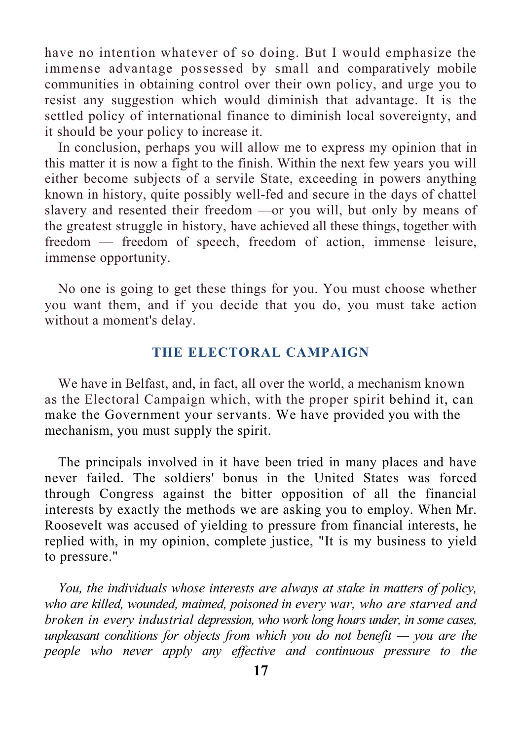have no intention whatever of so doing. But I would emphasize the immense advantage possessed by small and comparatively mobile communities in obtaining control over their own policy, and urge you to resist any suggestion which would diminish that advantage. It is the settled policy of international finance to diminish local sovereignty, and it should be your policy to increase it.

In conclusion, perhaps you will allow me to express my opinion that in this matter it is now a fight to the finish. Within the next few years you will either become subjects of a servile State, exceeding in powers anything known in history, quite possibly well-fed and secure in the days of chattel slavery and resented their freedom —or you will, but only by means of the greatest struggle in history, have achieved all these things, together with freedom — freedom of speech, freedom of action, immense leisure, immense opportunity.

No one is going to get these things for you. You must choose whether you want them, and if you decide that you do, you must take action without a moment's delay.

## THE ELECTORAL CAMPAIGN

We have in Belfast, and, in fact, all over the world, a mechanism known as the Electoral Campaign which, with the proper spirit behind it, can make the Government your servants. We have provided you with the mechanism, you must supply the spirit.

The principals involved in it have been tried in many places and have never failed. The soldiers' bonus in the United States was forced through Congress against the bitter opposition of all the financial interests by exactly the methods we are asking you to employ. When Mr. Roosevelt was accused of yielding to pressure from financial interests, he replied with, in my opinion, complete justice, "It is my business to yield to pressure."

*You, the individuals whose interests are always at stake in matters of policy, who are killed, wounded, maimed, poisoned in every war, who are starved and broken in every industrial depression, who work long hours under, in some cases, unpleasant conditions for objects from which you do not benefit — you are the people who never apply any effective and continuous pressure to the*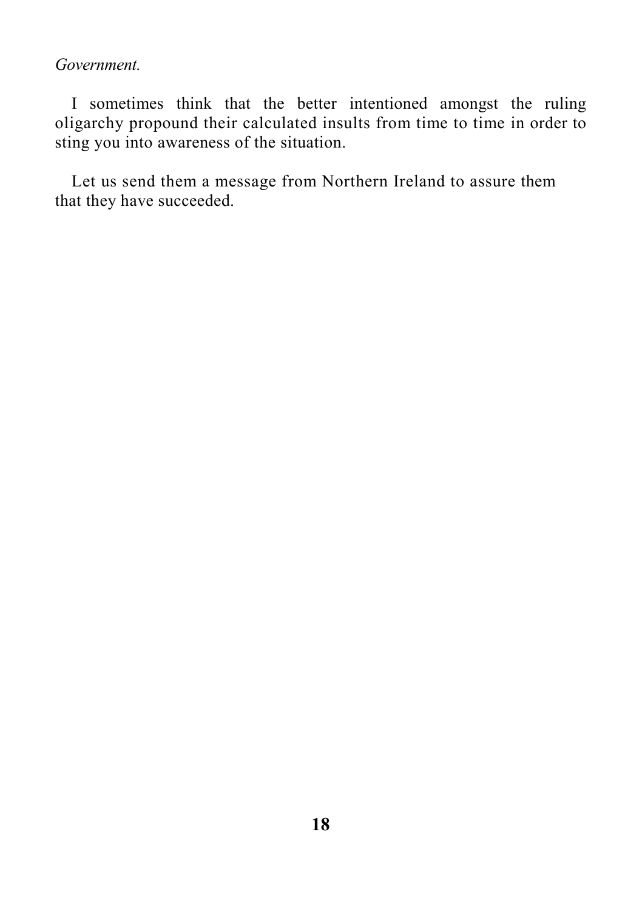*Government.*

I sometimes think that the better intentioned amongst the ruling oligarchy propound their calculated insults from time to time in order to sting you into awareness of the situation.

Let us send them a message from Northern Ireland to assure them that they have succeeded.